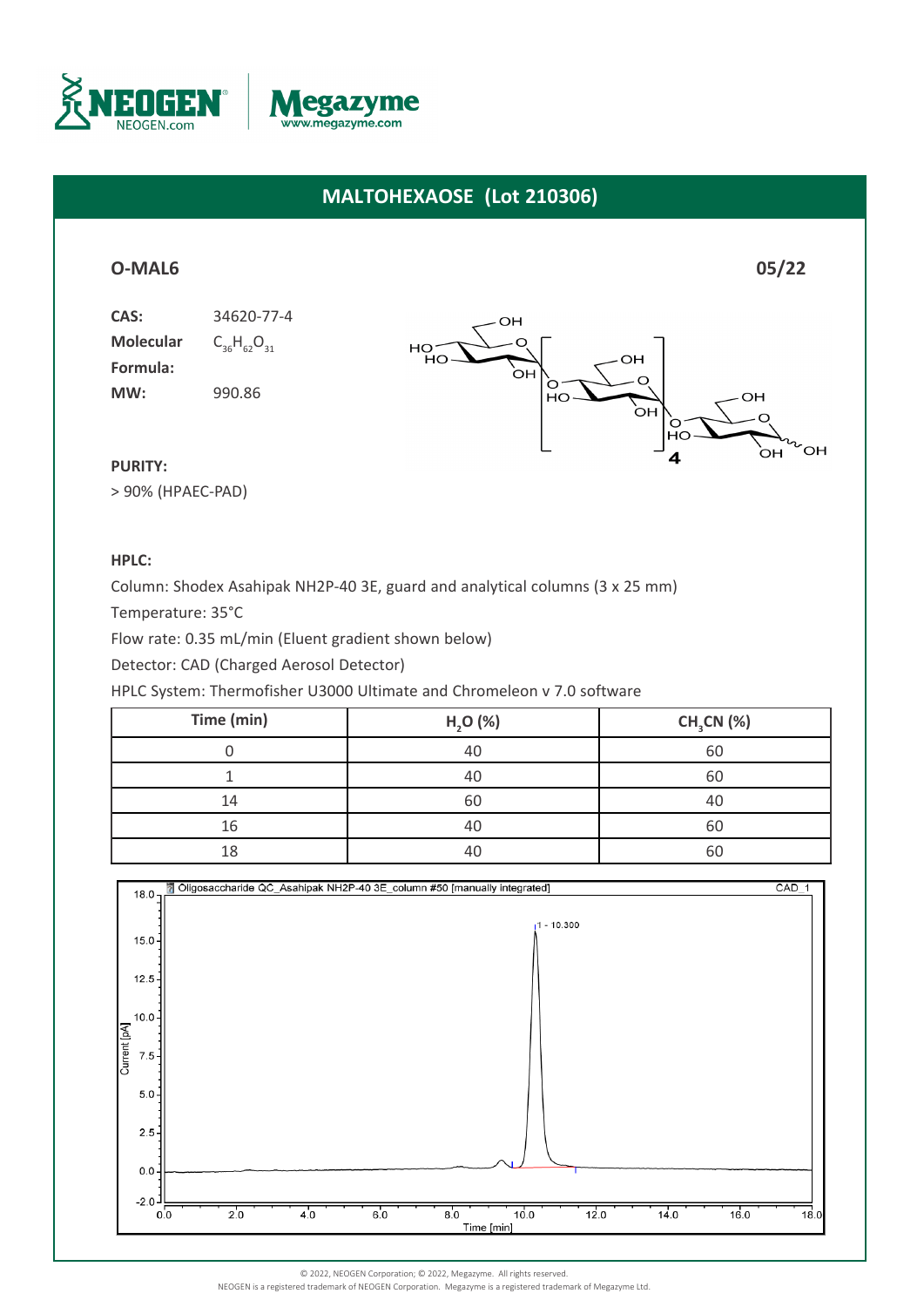# MALTOHEXAOSE (Lot 210306)

**O-MAL6** **05/22**

**CAS:** 34620-77-4

**Molecular Formula:** $C_{36}H_{62}O_{31}$

**MW:** 990.86

**PURITY:**

> 90% (HPAEC-PAD)

**HPLC:**

Column: Shodex Asahipak NH2P-40 3E, guard and analytical columns (3 x 25 mm)

Temperature: 35°C

Flow rate: 0.35 mL/min (Eluent gradient shown below)

Detector: CAD (Charged Aerosol Detector)

HPLC System: Thermofisher U3000 Ultimate and Chromeleon v 7.0 software

| Time (min) | $H_2O$ (%) | $CH_3CN$ (%) |
|---|---|---|
| 0 | 40 | 60 |
| 1 | 40 | 60 |
| 14 | 60 | 40 |
| 16 | 40 | 60 |
| 18 | 40 | 60 |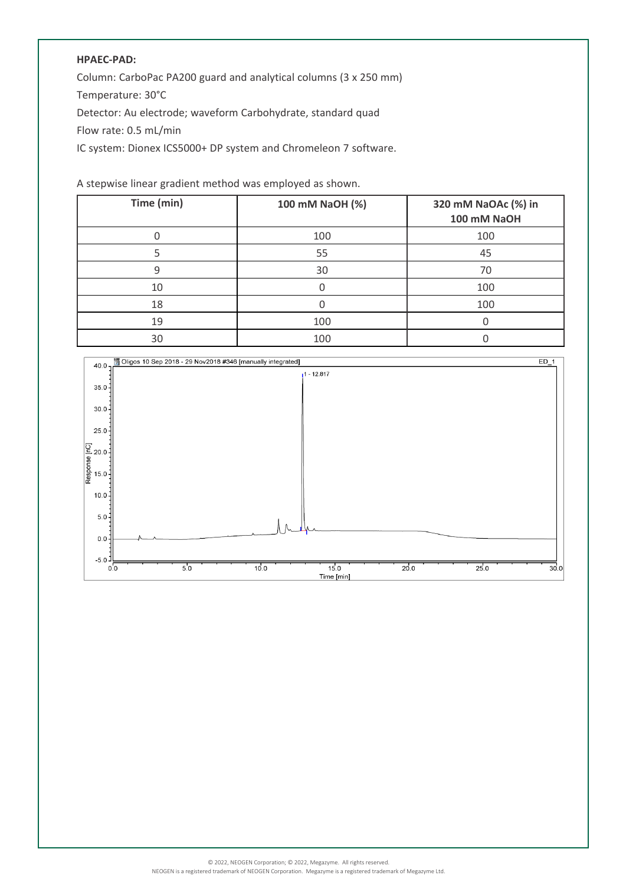**HPAEC-PAD:**

Column: CarboPac PA200 guard and analytical columns (3 x 250 mm)

Temperature: 30°C

Detector: Au electrode; waveform Carbohydrate, standard quad

Flow rate: 0.5 mL/min

IC system: Dionex ICS5000+ DP system and Chromeleon 7 software.

A stepwise linear gradient method was employed as shown.

| Time (min) | 100 mM NaOH (%) | 320 mM NaOAc (%) in 100 mM NaOH |
|---|---|---|
| 0 | 100 | 100 |
| 5 | 55 | 45 |
| 9 | 30 | 70 |
| 10 | 0 | 100 |
| 18 | 0 | 100 |
| 19 | 100 | 0 |
| 30 | 100 | 0 |

Oligos 10 Sep 2018 - 29 Nov2018 #346 [manually integrated]

ED_1

1 - 12.817

Response [nC]

40.0
35.0
30.0
25.0
20.0
15.0
10.0
5.0
0.0
-5.0

0.0
5.0
10.0
15.0
20.0
25.0
30.0

Time [min]